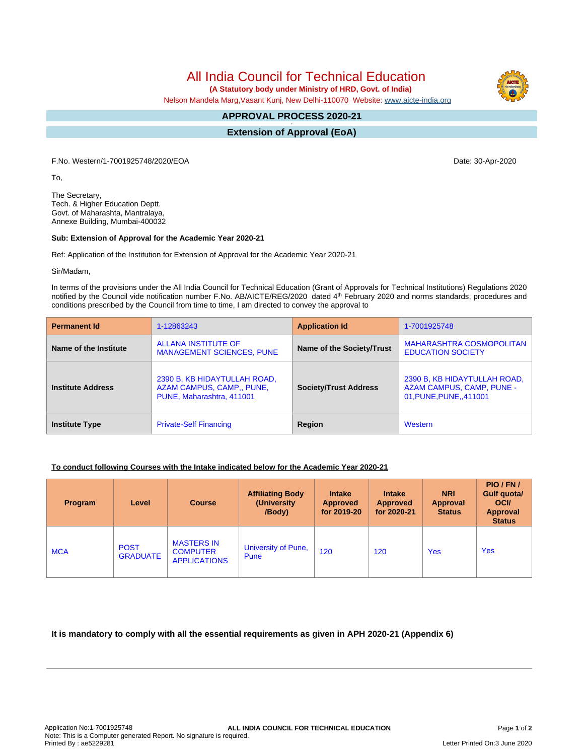# All India Council for Technical Education

**(A Statutory body under Ministry of HRD, Govt. of India)**

Nelson Mandela Marg,Vasant Kunj, New Delhi-110070 Website: www.aicte-india.org

## APPROVAL PROCESS 2020-21

## Extension of Approval (EoA)

F.No. Western/1-7001925748/2020/EOA

Date: 30-Apr-2020

To,

The Secretary,
Tech. & Higher Education Deptt.
Govt. of Maharashtra, Mantralaya,
Annexe Building, Mumbai-400032

**Sub: Extension of Approval for the Academic Year 2020-21**

Ref: Application of the Institution for Extension of Approval for the Academic Year 2020-21

Sir/Madam,

In terms of the provisions under the All India Council for Technical Education (Grant of Approvals for Technical Institutions) Regulations 2020 notified by the Council vide notification number F.No. AB/AICTE/REG/2020 dated 4th February 2020 and norms standards, procedures and conditions prescribed by the Council from time to time, I am directed to convey the approval to

| **Permanent Id** | 1-12863243 | **Application Id** | 1-7001925748 |
|---|---|---|---|
| **Name of the Institute** | ALLANA INSTITUTE OF MANAGEMENT SCIENCES, PUNE | **Name of the Society/Trust** | MAHARASHTRA COSMOPOLITAN EDUCATION SOCIETY |
| **Institute Address** | 2390 B, KB HIDAYTULLAH ROAD, AZAM CAMPUS, CAMP,, PUNE, PUNE, Maharashtra, 411001 | **Society/Trust Address** | 2390 B, KB HIDAYTULLAH ROAD, AZAM CAMPUS, CAMP, PUNE - 01,PUNE,PUNE,,411001 |
| **Institute Type** | Private-Self Financing | **Region** | Western |

**To conduct following Courses with the Intake indicated below for the Academic Year 2020-21**

| Program | Level | Course | Affiliating Body (University /Body) | Intake Approved for 2019-20 | Intake Approved for 2020-21 | NRI Approval Status | PIO / FN / Gulf quota/ OCI/ Approval Status |
|---|---|---|---|---|---|---|---|
| MCA | POST GRADUATE | MASTERS IN COMPUTER APPLICATIONS | University of Pune, Pune | 120 | 120 | Yes | Yes |

**It is mandatory to comply with all the essential requirements as given in APH 2020-21 (Appendix 6)**

Application No:1-7001925748
Note: This is a Computer generated Report. No signature is required.
Printed By : ae5229281

Letter Printed On:3 June 2020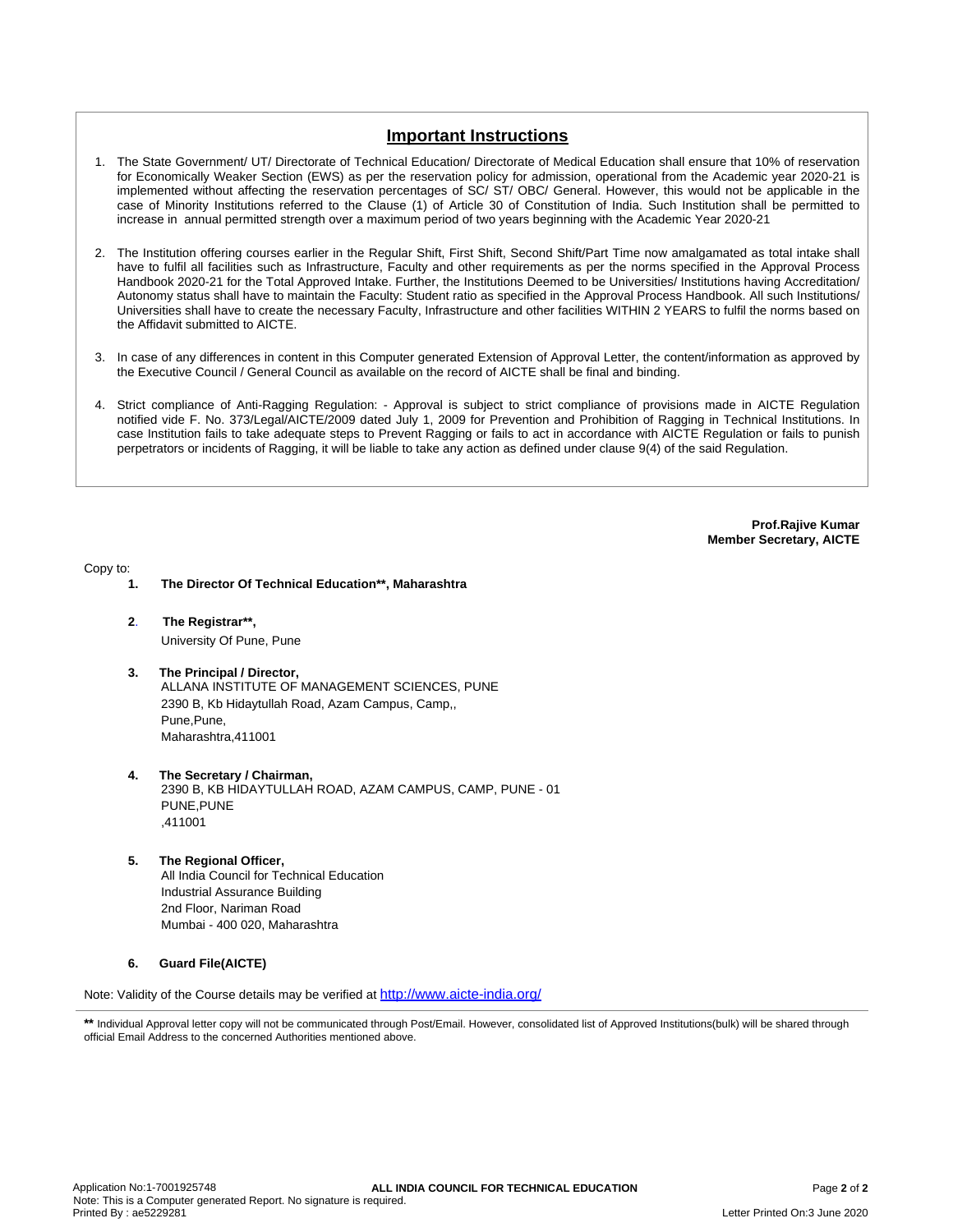## Important Instructions

1. The State Government/ UT/ Directorate of Technical Education/ Directorate of Medical Education shall ensure that 10% of reservation for Economically Weaker Section (EWS) as per the reservation policy for admission, operational from the Academic year 2020-21 is implemented without affecting the reservation percentages of SC/ ST/ OBC/ General. However, this would not be applicable in the case of Minority Institutions referred to the Clause (1) of Article 30 of Constitution of India. Such Institution shall be permitted to increase in annual permitted strength over a maximum period of two years beginning with the Academic Year 2020-21

2. The Institution offering courses earlier in the Regular Shift, First Shift, Second Shift/Part Time now amalgamated as total intake shall have to fulfil all facilities such as Infrastructure, Faculty and other requirements as per the norms specified in the Approval Process Handbook 2020-21 for the Total Approved Intake. Further, the Institutions Deemed to be Universities/ Institutions having Accreditation/ Autonomy status shall have to maintain the Faculty: Student ratio as specified in the Approval Process Handbook. All such Institutions/ Universities shall have to create the necessary Faculty, Infrastructure and other facilities WITHIN 2 YEARS to fulfil the norms based on the Affidavit submitted to AICTE.

3. In case of any differences in content in this Computer generated Extension of Approval Letter, the content/information as approved by the Executive Council / General Council as available on the record of AICTE shall be final and binding.

4. Strict compliance of Anti-Ragging Regulation: - Approval is subject to strict compliance of provisions made in AICTE Regulation notified vide F. No. 373/Legal/AICTE/2009 dated July 1, 2009 for Prevention and Prohibition of Ragging in Technical Institutions. In case Institution fails to take adequate steps to Prevent Ragging or fails to act in accordance with AICTE Regulation or fails to punish perpetrators or incidents of Ragging, it will be liable to take any action as defined under clause 9(4) of the said Regulation.

**Prof.Rajive Kumar**
**Member Secretary, AICTE**

Copy to:

1. **The Director Of Technical Education\*\*, Maharashtra**

2. **The Registrar\*\*,**
   University Of Pune, Pune

3. **The Principal / Director,**
   ALLANA INSTITUTE OF MANAGEMENT SCIENCES, PUNE
   2390 B, Kb Hidaytullah Road, Azam Campus, Camp,,
   Pune,Pune,
   Maharashtra,411001

4. **The Secretary / Chairman,**
   2390 B, KB HIDAYTULLAH ROAD, AZAM CAMPUS, CAMP, PUNE - 01
   PUNE,PUNE
   ,411001

5. **The Regional Officer,**
   All India Council for Technical Education
   Industrial Assurance Building
   2nd Floor, Nariman Road
   Mumbai - 400 020, Maharashtra

6. **Guard File(AICTE)**

Note: Validity of the Course details may be verified at http://www.aicte-india.org/

**\*\*** Individual Approval letter copy will not be communicated through Post/Email. However, consolidated list of Approved Institutions(bulk) will be shared through official Email Address to the concerned Authorities mentioned above.

Application No:1-7001925748
Note: This is a Computer generated Report. No signature is required.
Printed By : ae5229281

**ALL INDIA COUNCIL FOR TECHNICAL EDUCATION**

Letter Printed On:3 June 2020